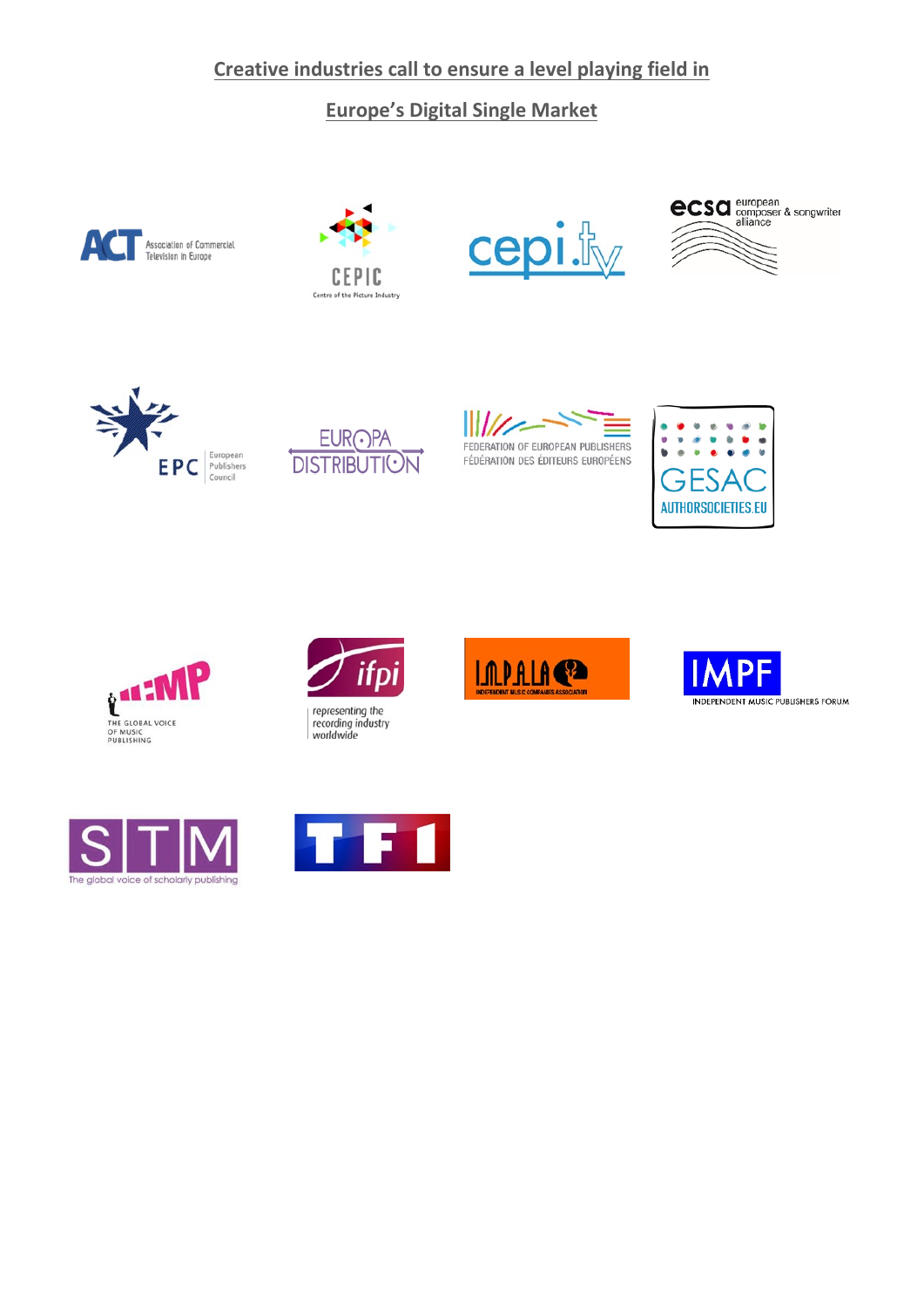# Creative industries call to ensure a level playing field in Europe's Digital Single Market

ACT Association of Commercial Television in Europe

CEPIC Centre of the Picture Industry

cepi.tv

ecsa european composer & songwriter alliance

EPC European Publishers Council

EUROPA DISTRIBUTION

FEDERATION OF EUROPEAN PUBLISHERS
FÉDÉRATION DES ÉDITEURS EUROPÉENS

GESAC AUTHORSOCIETIES.EU

ICMP THE GLOBAL VOICE OF MUSIC PUBLISHING

ifpi representing the recording industry worldwide

IMPALA INDEPENDENT MUSIC COMPANIES ASSOCIATION

IMPF INDEPENDENT MUSIC PUBLISHERS FORUM

STM The global voice of scholarly publishing

TF1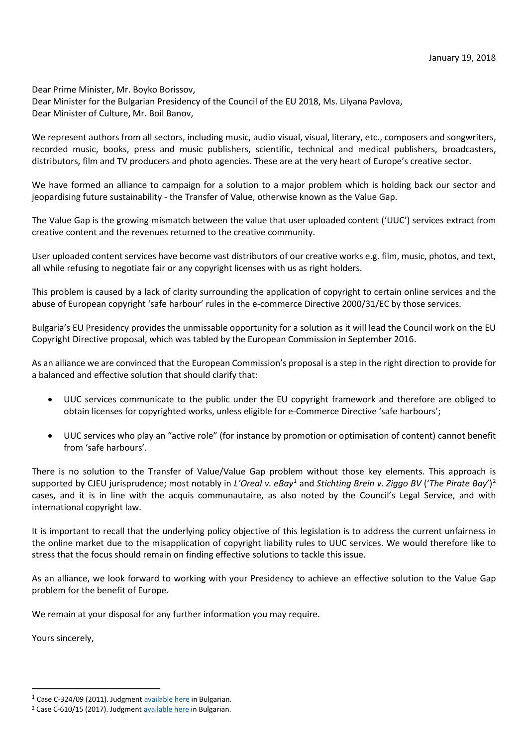January 19, 2018

Dear Prime Minister, Mr. Boyko Borissov,
Dear Minister for the Bulgarian Presidency of the Council of the EU 2018, Ms. Lilyana Pavlova,
Dear Minister of Culture, Mr. Boil Banov,

We represent authors from all sectors, including music, audio visual, visual, literary, etc., composers and songwriters, recorded music, books, press and music publishers, scientific, technical and medical publishers, broadcasters, distributors, film and TV producers and photo agencies. These are at the very heart of Europe's creative sector.

We have formed an alliance to campaign for a solution to a major problem which is holding back our sector and jeopardising future sustainability - the Transfer of Value, otherwise known as the Value Gap.

The Value Gap is the growing mismatch between the value that user uploaded content ('UUC') services extract from creative content and the revenues returned to the creative community.

User uploaded content services have become vast distributors of our creative works e.g. film, music, photos, and text, all while refusing to negotiate fair or any copyright licenses with us as right holders.

This problem is caused by a lack of clarity surrounding the application of copyright to certain online services and the abuse of European copyright 'safe harbour' rules in the e-commerce Directive 2000/31/EC by those services.

Bulgaria's EU Presidency provides the unmissable opportunity for a solution as it will lead the Council work on the EU Copyright Directive proposal, which was tabled by the European Commission in September 2016.

As an alliance we are convinced that the European Commission's proposal is a step in the right direction to provide for a balanced and effective solution that should clarify that:

- UUC services communicate to the public under the EU copyright framework and therefore are obliged to obtain licenses for copyrighted works, unless eligible for e-Commerce Directive 'safe harbours';
- UUC services who play an "active role" (for instance by promotion or optimisation of content) cannot benefit from 'safe harbours'.

There is no solution to the Transfer of Value/Value Gap problem without those key elements. This approach is supported by CJEU jurisprudence; most notably in *L'Oreal v. eBay*[1] and *Stichting Brein v. Ziggo BV* ('*The Pirate Bay*')[2] cases, and it is in line with the acquis communautaire, as also noted by the Council's Legal Service, and with international copyright law.

It is important to recall that the underlying policy objective of this legislation is to address the current unfairness in the online market due to the misapplication of copyright liability rules to UUC services. We would therefore like to stress that the focus should remain on finding effective solutions to tackle this issue.

As an alliance, we look forward to working with your Presidency to achieve an effective solution to the Value Gap problem for the benefit of Europe.

We remain at your disposal for any further information you may require.

Yours sincerely,

---

[1] Case C-324/09 (2011). Judgment available here in Bulgarian.

[2] Case C-610/15 (2017). Judgment available here in Bulgarian.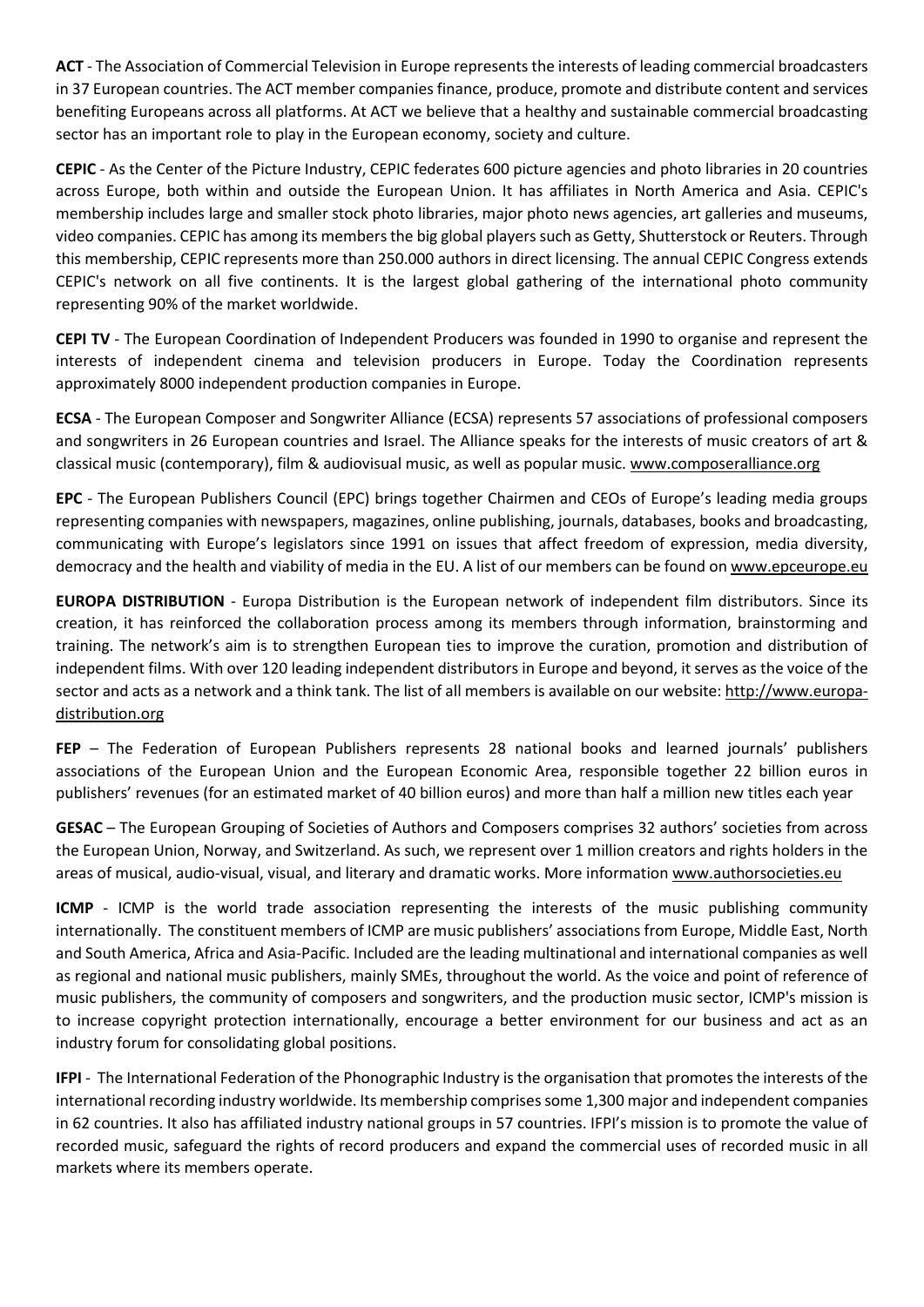**ACT** - The Association of Commercial Television in Europe represents the interests of leading commercial broadcasters in 37 European countries. The ACT member companies finance, produce, promote and distribute content and services benefiting Europeans across all platforms. At ACT we believe that a healthy and sustainable commercial broadcasting sector has an important role to play in the European economy, society and culture.

**CEPIC** - As the Center of the Picture Industry, CEPIC federates 600 picture agencies and photo libraries in 20 countries across Europe, both within and outside the European Union. It has affiliates in North America and Asia. CEPIC's membership includes large and smaller stock photo libraries, major photo news agencies, art galleries and museums, video companies. CEPIC has among its members the big global players such as Getty, Shutterstock or Reuters. Through this membership, CEPIC represents more than 250.000 authors in direct licensing. The annual CEPIC Congress extends CEPIC's network on all five continents. It is the largest global gathering of the international photo community representing 90% of the market worldwide.

**CEPI TV** - The European Coordination of Independent Producers was founded in 1990 to organise and represent the interests of independent cinema and television producers in Europe. Today the Coordination represents approximately 8000 independent production companies in Europe.

**ECSA** - The European Composer and Songwriter Alliance (ECSA) represents 57 associations of professional composers and songwriters in 26 European countries and Israel. The Alliance speaks for the interests of music creators of art & classical music (contemporary), film & audiovisual music, as well as popular music. www.composeralliance.org

**EPC** - The European Publishers Council (EPC) brings together Chairmen and CEOs of Europe's leading media groups representing companies with newspapers, magazines, online publishing, journals, databases, books and broadcasting, communicating with Europe's legislators since 1991 on issues that affect freedom of expression, media diversity, democracy and the health and viability of media in the EU. A list of our members can be found on www.epceurope.eu

**EUROPA DISTRIBUTION** - Europa Distribution is the European network of independent film distributors. Since its creation, it has reinforced the collaboration process among its members through information, brainstorming and training. The network's aim is to strengthen European ties to improve the curation, promotion and distribution of independent films. With over 120 leading independent distributors in Europe and beyond, it serves as the voice of the sector and acts as a network and a think tank. The list of all members is available on our website: http://www.europa-distribution.org

**FEP** – The Federation of European Publishers represents 28 national books and learned journals' publishers associations of the European Union and the European Economic Area, responsible together 22 billion euros in publishers' revenues (for an estimated market of 40 billion euros) and more than half a million new titles each year

**GESAC** – The European Grouping of Societies of Authors and Composers comprises 32 authors' societies from across the European Union, Norway, and Switzerland. As such, we represent over 1 million creators and rights holders in the areas of musical, audio-visual, visual, and literary and dramatic works. More information www.authorsocieties.eu

**ICMP** - ICMP is the world trade association representing the interests of the music publishing community internationally. The constituent members of ICMP are music publishers' associations from Europe, Middle East, North and South America, Africa and Asia-Pacific. Included are the leading multinational and international companies as well as regional and national music publishers, mainly SMEs, throughout the world. As the voice and point of reference of music publishers, the community of composers and songwriters, and the production music sector, ICMP's mission is to increase copyright protection internationally, encourage a better environment for our business and act as an industry forum for consolidating global positions.

**IFPI** - The International Federation of the Phonographic Industry is the organisation that promotes the interests of the international recording industry worldwide. Its membership comprises some 1,300 major and independent companies in 62 countries. It also has affiliated industry national groups in 57 countries. IFPI's mission is to promote the value of recorded music, safeguard the rights of record producers and expand the commercial uses of recorded music in all markets where its members operate.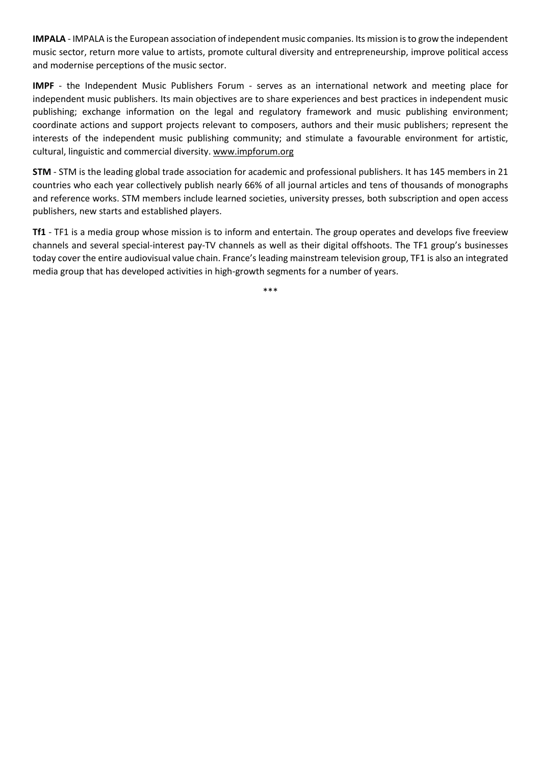**IMPALA** - IMPALA is the European association of independent music companies. Its mission is to grow the independent music sector, return more value to artists, promote cultural diversity and entrepreneurship, improve political access and modernise perceptions of the music sector.

**IMPF** - the Independent Music Publishers Forum - serves as an international network and meeting place for independent music publishers. Its main objectives are to share experiences and best practices in independent music publishing; exchange information on the legal and regulatory framework and music publishing environment; coordinate actions and support projects relevant to composers, authors and their music publishers; represent the interests of the independent music publishing community; and stimulate a favourable environment for artistic, cultural, linguistic and commercial diversity. www.impforum.org

**STM** - STM is the leading global trade association for academic and professional publishers. It has 145 members in 21 countries who each year collectively publish nearly 66% of all journal articles and tens of thousands of monographs and reference works. STM members include learned societies, university presses, both subscription and open access publishers, new starts and established players.

**Tf1** - TF1 is a media group whose mission is to inform and entertain. The group operates and develops five freeview channels and several special-interest pay-TV channels as well as their digital offshoots. The TF1 group's businesses today cover the entire audiovisual value chain. France's leading mainstream television group, TF1 is also an integrated media group that has developed activities in high-growth segments for a number of years.

***